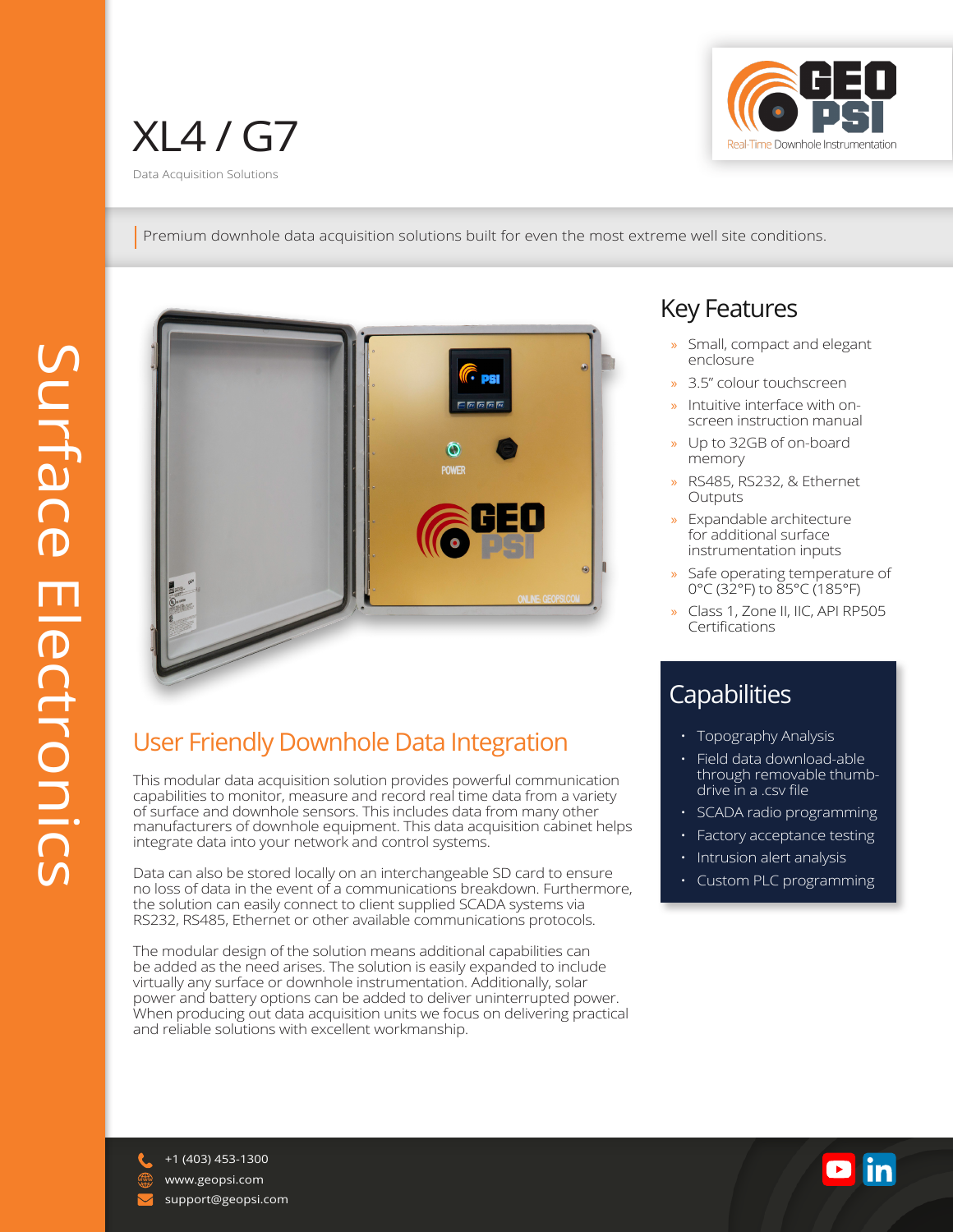# XL4 / G7

Data Acquisition Solutions

Premium downhole data acquisition solutions built for even the most extreme well site conditions.

Surface Electronics

## Key Features

- Small, compact and elegant enclosure
- 3.5" colour touchscreen
- Intuitive interface with on-screen instruction manual
- Up to 32GB of on-board memory
- RS485, RS232, & Ethernet Outputs
- Expandable architecture for additional surface instrumentation inputs
- Safe operating temperature of 0°C (32°F) to 85°C (185°F)
- Class 1, Zone II, IIC, API RP505 Certifications

## Capabilities

- Topography Analysis
- Field data download-able through removable thumb-drive in a .csv file
- SCADA radio programming
- Factory acceptance testing
- Intrusion alert analysis
- Custom PLC programming

## User Friendly Downhole Data Integration

This modular data acquisition solution provides powerful communication capabilities to monitor, measure and record real time data from a variety of surface and downhole sensors. This includes data from many other manufacturers of downhole equipment. This data acquisition cabinet helps integrate data into your network and control systems.

Data can also be stored locally on an interchangeable SD card to ensure no loss of data in the event of a communications breakdown. Furthermore, the solution can easily connect to client supplied SCADA systems via RS232, RS485, Ethernet or other available communications protocols.

The modular design of the solution means additional capabilities can be added as the need arises. The solution is easily expanded to include virtually any surface or downhole instrumentation. Additionally, solar power and battery options can be added to deliver uninterrupted power. When producing out data acquisition units we focus on delivering practical and reliable solutions with excellent workmanship.

+1 (403) 453-1300
www.geopsi.com
support@geopsi.com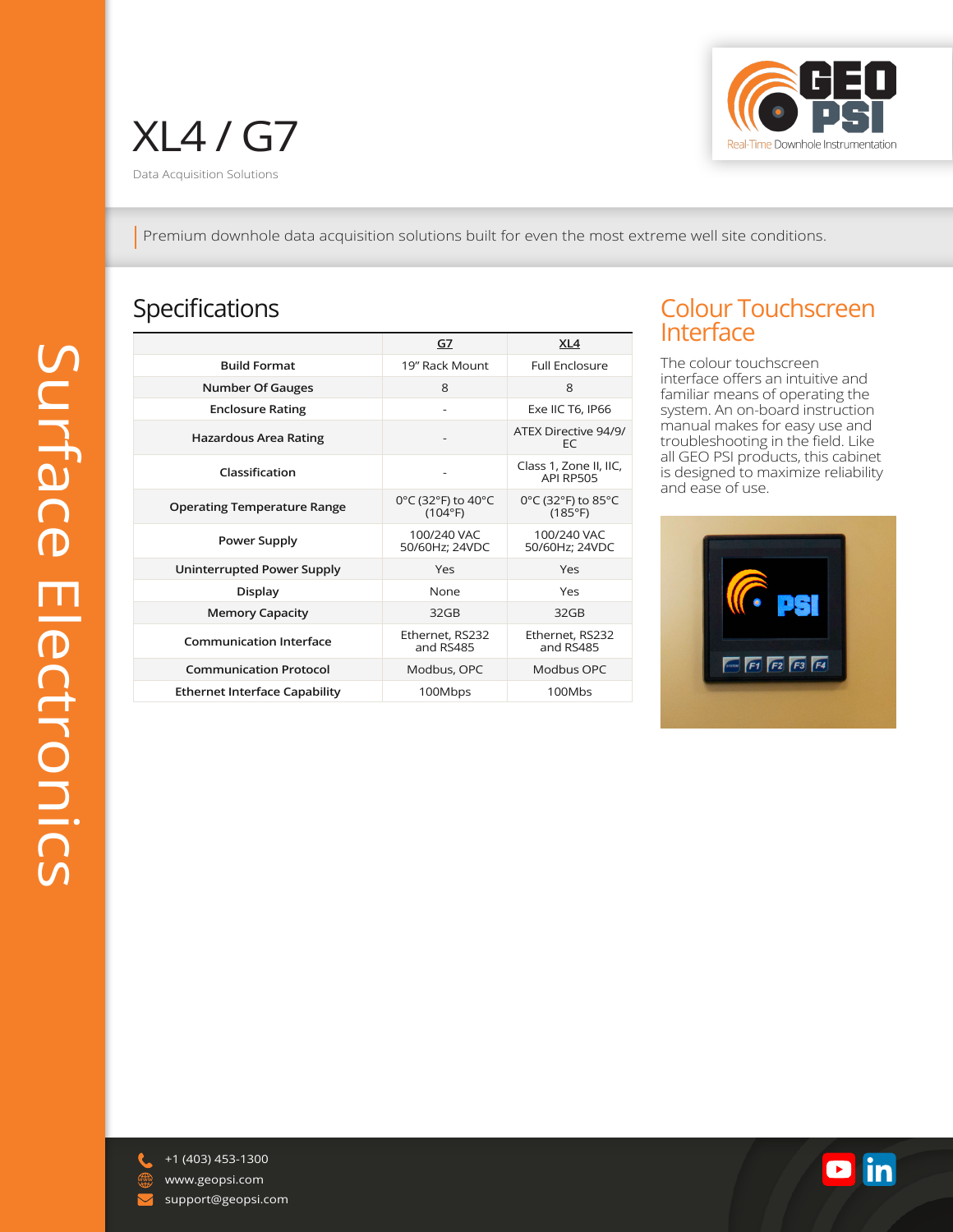# XL4 / G7

Data Acquisition Solutions

Premium downhole data acquisition solutions built for even the most extreme well site conditions.

## Specifications

| | G7 | XL4 |
|---|---|---|
| Build Format | 19" Rack Mount | Full Enclosure |
| Number Of Gauges | 8 | 8 |
| Enclosure Rating | - | Exe IIC T6, IP66 |
| Hazardous Area Rating | - | ATEX Directive 94/9/EC |
| Classification | - | Class 1, Zone II, IIC, API RP505 |
| Operating Temperature Range | 0°C (32°F) to 40°C (104°F) | 0°C (32°F) to 85°C (185°F) |
| Power Supply | 100/240 VAC 50/60Hz; 24VDC | 100/240 VAC 50/60Hz; 24VDC |
| Uninterrupted Power Supply | Yes | Yes |
| Display | None | Yes |
| Memory Capacity | 32GB | 32GB |
| Communication Interface | Ethernet, RS232 and RS485 | Ethernet, RS232 and RS485 |
| Communication Protocol | Modbus, OPC | Modbus OPC |
| Ethernet Interface Capability | 100Mbps | 100Mbs |

## Colour Touchscreen Interface

The colour touchscreen interface offers an intuitive and familiar means of operating the system. An on-board instruction manual makes for easy use and troubleshooting in the field. Like all GEO PSI products, this cabinet is designed to maximize reliability and ease of use.

Surface Electronics

+1 (403) 453-1300
www.geopsi.com
support@geopsi.com